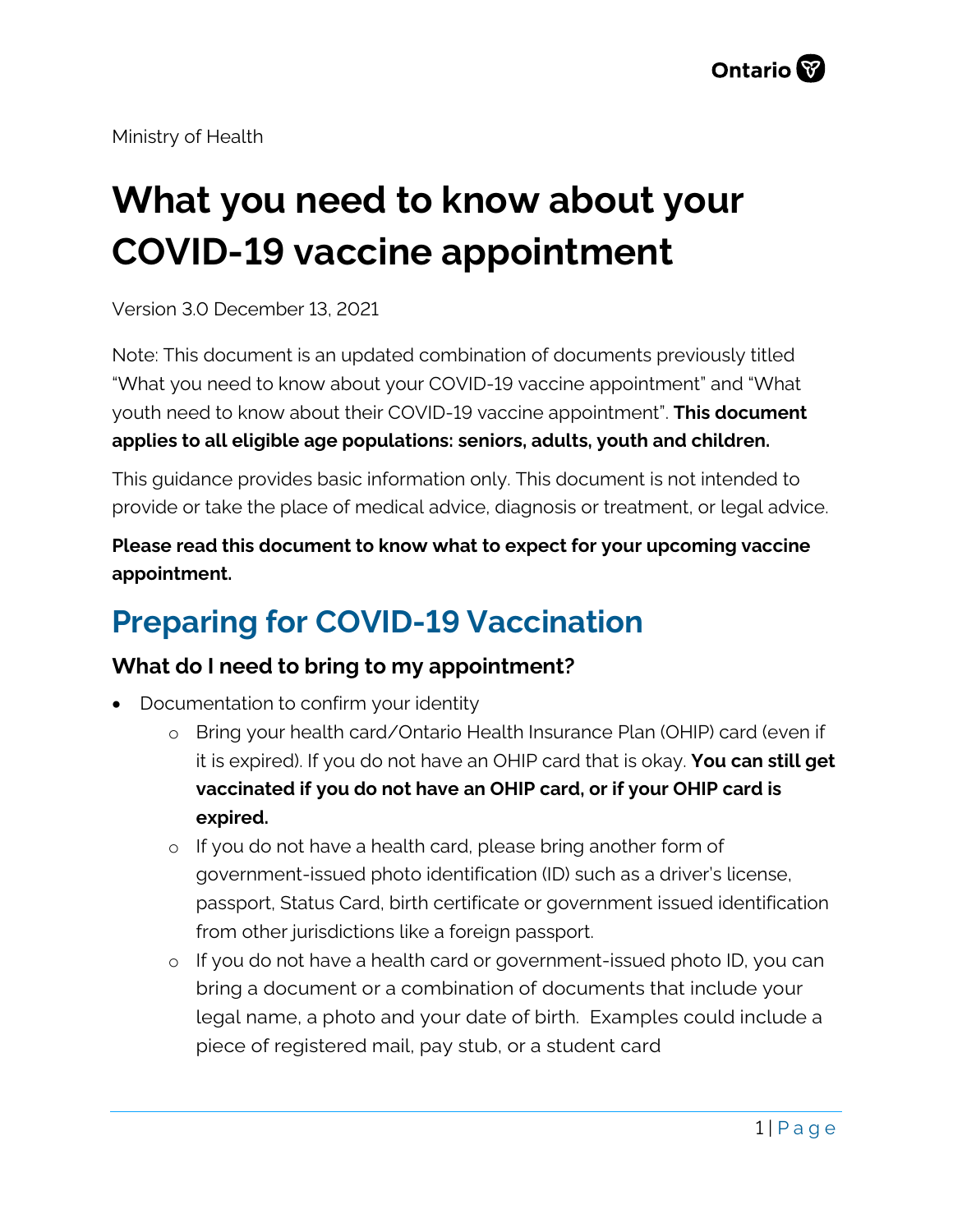Ministry of Health

# What you need to know about your COVID-19 vaccine appointment

Version 3.0 December 13, 2021

Note: This document is an updated combination of documents previously titled "What you need to know about your COVID-19 vaccine appointment" and "What youth need to know about their COVID-19 vaccine appointment". **This document applies to all eligible age populations: seniors, adults, youth and children.**

This guidance provides basic information only. This document is not intended to provide or take the place of medical advice, diagnosis or treatment, or legal advice.

**Please read this document to know what to expect for your upcoming vaccine appointment.**

## Preparing for COVID-19 Vaccination

### What do I need to bring to my appointment?

- Documentation to confirm your identity
  - Bring your health card/Ontario Health Insurance Plan (OHIP) card (even if it is expired). If you do not have an OHIP card that is okay. **You can still get vaccinated if you do not have an OHIP card, or if your OHIP card is expired.**
  - If you do not have a health card, please bring another form of government-issued photo identification (ID) such as a driver's license, passport, Status Card, birth certificate or government issued identification from other jurisdictions like a foreign passport.
  - If you do not have a health card or government-issued photo ID, you can bring a document or a combination of documents that include your legal name, a photo and your date of birth. Examples could include a piece of registered mail, pay stub, or a student card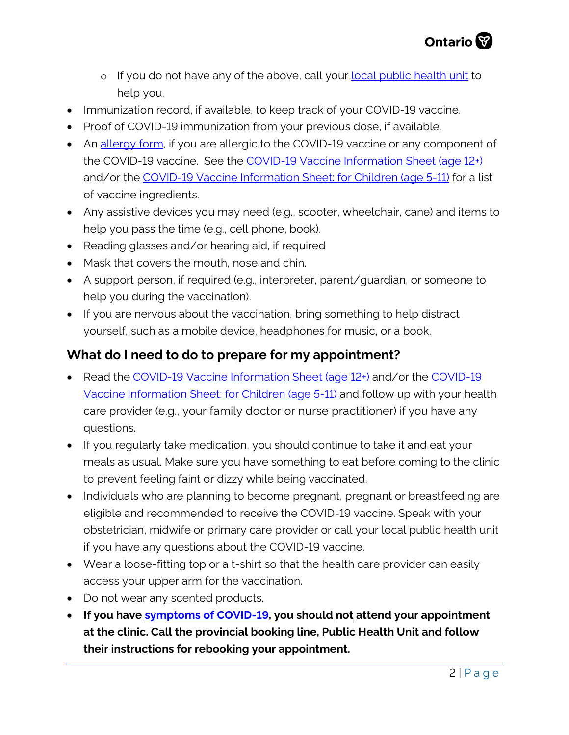- If you do not have any of the above, call your [local public health unit](#) to help you.
- Immunization record, if available, to keep track of your COVID-19 vaccine.
- Proof of COVID-19 immunization from your previous dose, if available.
- An [allergy form](#), if you are allergic to the COVID-19 vaccine or any component of the COVID-19 vaccine. See the [COVID-19 Vaccine Information Sheet (age 12+)](#) and/or the [COVID-19 Vaccine Information Sheet: for Children (age 5-11)](#) for a list of vaccine ingredients.
- Any assistive devices you may need (e.g., scooter, wheelchair, cane) and items to help you pass the time (e.g., cell phone, book).
- Reading glasses and/or hearing aid, if required
- Mask that covers the mouth, nose and chin.
- A support person, if required (e.g., interpreter, parent/guardian, or someone to help you during the vaccination).
- If you are nervous about the vaccination, bring something to help distract yourself, such as a mobile device, headphones for music, or a book.

### What do I need to do to prepare for my appointment?

- Read the [COVID-19 Vaccine Information Sheet (age 12+)](#) and/or the [COVID-19 Vaccine Information Sheet: for Children (age 5-11)](#) and follow up with your health care provider (e.g., your family doctor or nurse practitioner) if you have any questions.
- If you regularly take medication, you should continue to take it and eat your meals as usual. Make sure you have something to eat before coming to the clinic to prevent feeling faint or dizzy while being vaccinated.
- Individuals who are planning to become pregnant, pregnant or breastfeeding are eligible and recommended to receive the COVID-19 vaccine. Speak with your obstetrician, midwife or primary care provider or call your local public health unit if you have any questions about the COVID-19 vaccine.
- Wear a loose-fitting top or a t-shirt so that the health care provider can easily access your upper arm for the vaccination.
- Do not wear any scented products.
- **If you have [symptoms of COVID-19](#), you should not attend your appointment at the clinic. Call the provincial booking line, Public Health Unit and follow their instructions for rebooking your appointment.**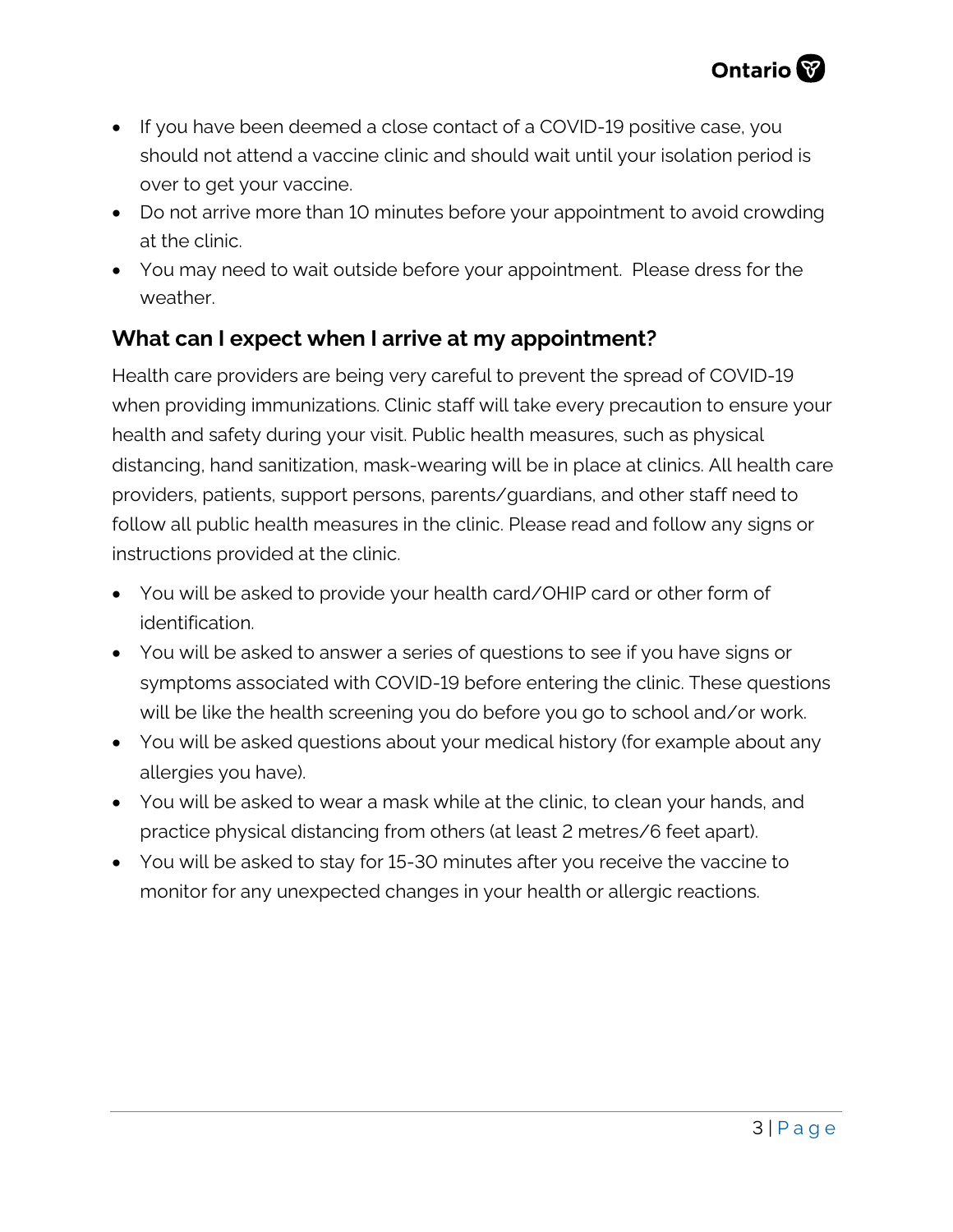- If you have been deemed a close contact of a COVID-19 positive case, you should not attend a vaccine clinic and should wait until your isolation period is over to get your vaccine.
- Do not arrive more than 10 minutes before your appointment to avoid crowding at the clinic.
- You may need to wait outside before your appointment. Please dress for the weather.

## What can I expect when I arrive at my appointment?

Health care providers are being very careful to prevent the spread of COVID-19 when providing immunizations. Clinic staff will take every precaution to ensure your health and safety during your visit. Public health measures, such as physical distancing, hand sanitization, mask-wearing will be in place at clinics. All health care providers, patients, support persons, parents/guardians, and other staff need to follow all public health measures in the clinic. Please read and follow any signs or instructions provided at the clinic.

- You will be asked to provide your health card/OHIP card or other form of identification.
- You will be asked to answer a series of questions to see if you have signs or symptoms associated with COVID-19 before entering the clinic. These questions will be like the health screening you do before you go to school and/or work.
- You will be asked questions about your medical history (for example about any allergies you have).
- You will be asked to wear a mask while at the clinic, to clean your hands, and practice physical distancing from others (at least 2 metres/6 feet apart).
- You will be asked to stay for 15-30 minutes after you receive the vaccine to monitor for any unexpected changes in your health or allergic reactions.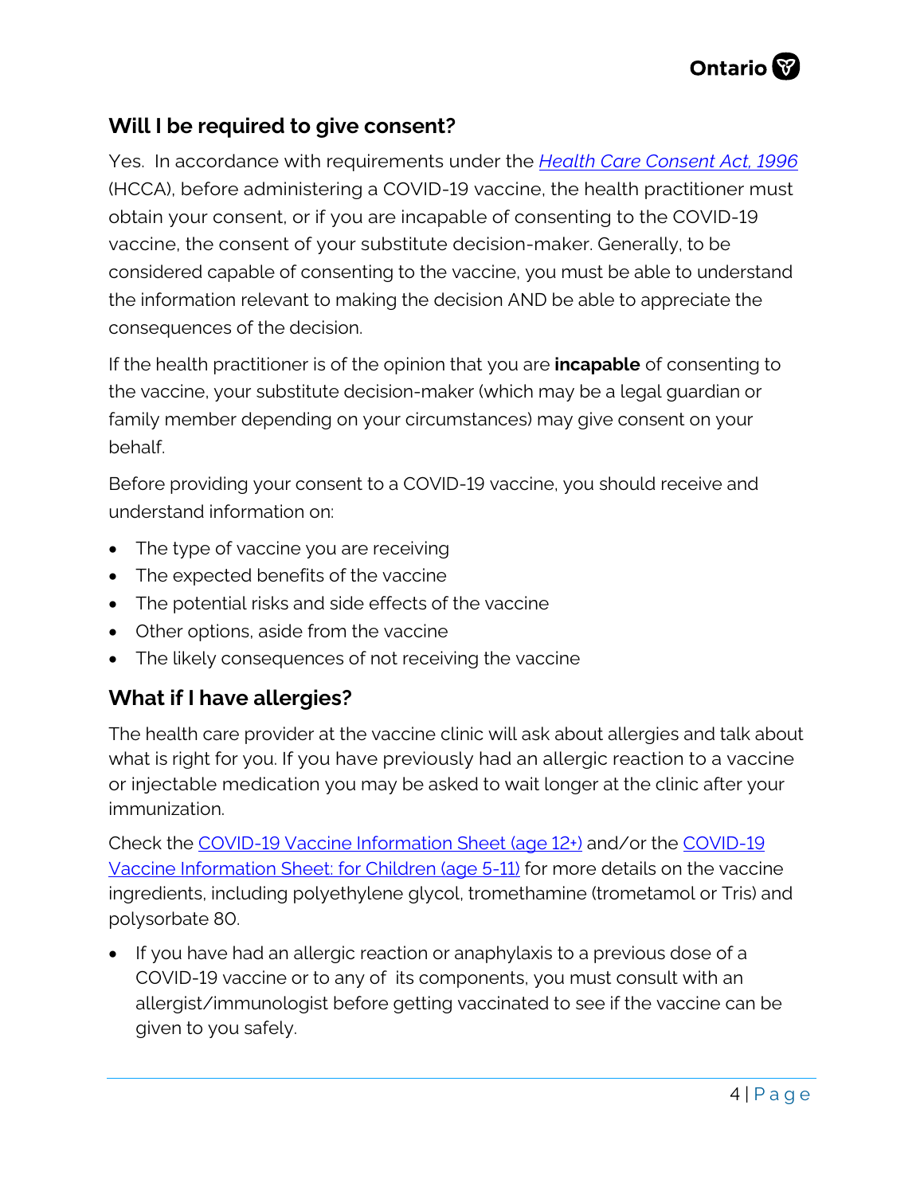## Will I be required to give consent?

Yes. In accordance with requirements under the [*Health Care Consent Act, 1996*](#) (HCCA), before administering a COVID-19 vaccine, the health practitioner must obtain your consent, or if you are incapable of consenting to the COVID-19 vaccine, the consent of your substitute decision-maker. Generally, to be considered capable of consenting to the vaccine, you must be able to understand the information relevant to making the decision AND be able to appreciate the consequences of the decision.

If the health practitioner is of the opinion that you are **incapable** of consenting to the vaccine, your substitute decision-maker (which may be a legal guardian or family member depending on your circumstances) may give consent on your behalf.

Before providing your consent to a COVID-19 vaccine, you should receive and understand information on:

- The type of vaccine you are receiving
- The expected benefits of the vaccine
- The potential risks and side effects of the vaccine
- Other options, aside from the vaccine
- The likely consequences of not receiving the vaccine

## What if I have allergies?

The health care provider at the vaccine clinic will ask about allergies and talk about what is right for you. If you have previously had an allergic reaction to a vaccine or injectable medication you may be asked to wait longer at the clinic after your immunization.

Check the [COVID-19 Vaccine Information Sheet (age 12+)](#) and/or the [COVID-19 Vaccine Information Sheet: for Children (age 5-11)](#) for more details on the vaccine ingredients, including polyethylene glycol, tromethamine (trometamol or Tris) and polysorbate 80.

- If you have had an allergic reaction or anaphylaxis to a previous dose of a COVID-19 vaccine or to any of its components, you must consult with an allergist/immunologist before getting vaccinated to see if the vaccine can be given to you safely.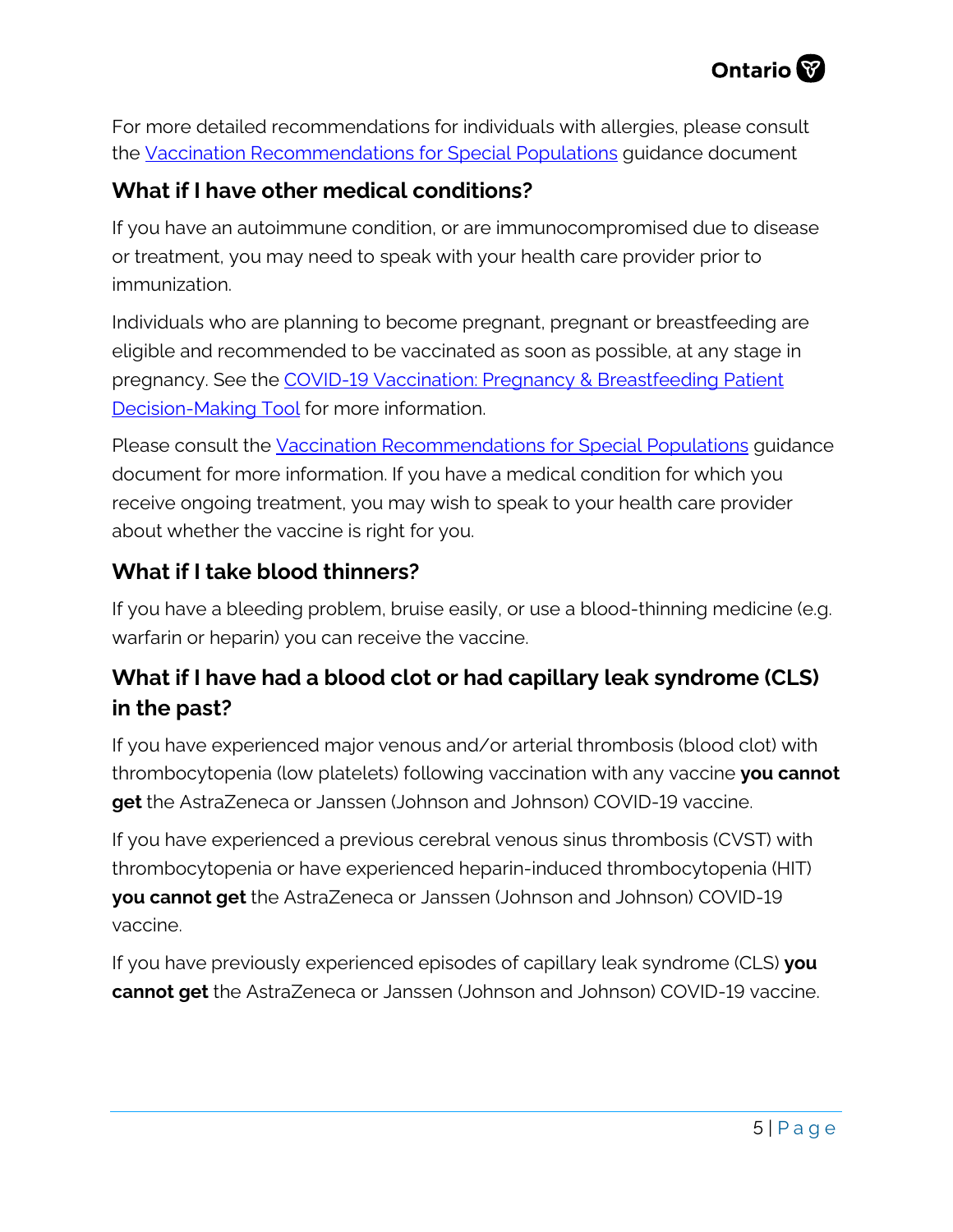For more detailed recommendations for individuals with allergies, please consult the [Vaccination Recommendations for Special Populations] guidance document

## What if I have other medical conditions?

If you have an autoimmune condition, or are immunocompromised due to disease or treatment, you may need to speak with your health care provider prior to immunization.

Individuals who are planning to become pregnant, pregnant or breastfeeding are eligible and recommended to be vaccinated as soon as possible, at any stage in pregnancy. See the [COVID-19 Vaccination: Pregnancy & Breastfeeding Patient Decision-Making Tool] for more information.

Please consult the [Vaccination Recommendations for Special Populations] guidance document for more information. If you have a medical condition for which you receive ongoing treatment, you may wish to speak to your health care provider about whether the vaccine is right for you.

## What if I take blood thinners?

If you have a bleeding problem, bruise easily, or use a blood-thinning medicine (e.g. warfarin or heparin) you can receive the vaccine.

## What if I have had a blood clot or had capillary leak syndrome (CLS) in the past?

If you have experienced major venous and/or arterial thrombosis (blood clot) with thrombocytopenia (low platelets) following vaccination with any vaccine **you cannot get** the AstraZeneca or Janssen (Johnson and Johnson) COVID-19 vaccine.

If you have experienced a previous cerebral venous sinus thrombosis (CVST) with thrombocytopenia or have experienced heparin-induced thrombocytopenia (HIT) **you cannot get** the AstraZeneca or Janssen (Johnson and Johnson) COVID-19 vaccine.

If you have previously experienced episodes of capillary leak syndrome (CLS) **you cannot get** the AstraZeneca or Janssen (Johnson and Johnson) COVID-19 vaccine.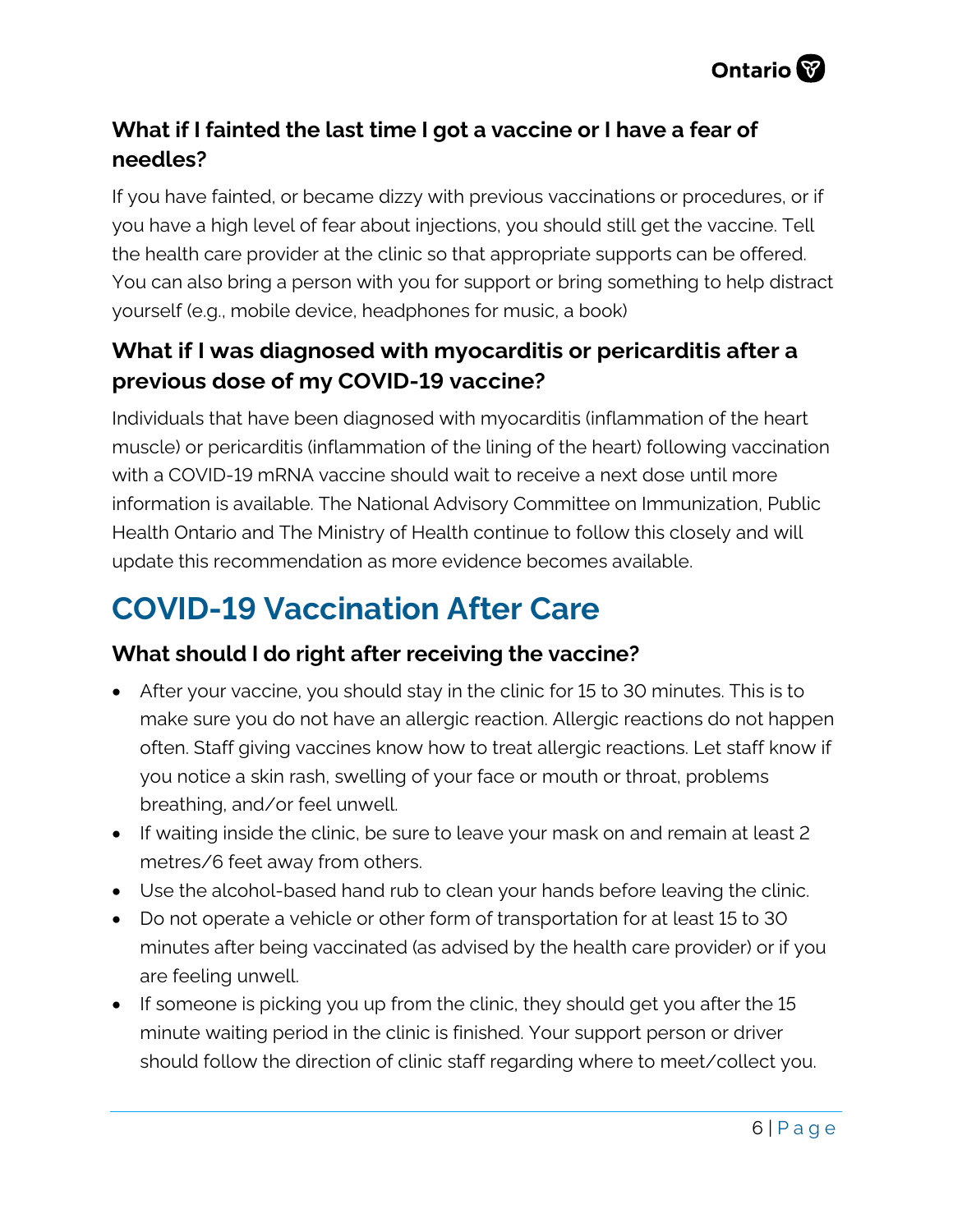### What if I fainted the last time I got a vaccine or I have a fear of needles?

If you have fainted, or became dizzy with previous vaccinations or procedures, or if you have a high level of fear about injections, you should still get the vaccine. Tell the health care provider at the clinic so that appropriate supports can be offered. You can also bring a person with you for support or bring something to help distract yourself (e.g., mobile device, headphones for music, a book)

### What if I was diagnosed with myocarditis or pericarditis after a previous dose of my COVID-19 vaccine?

Individuals that have been diagnosed with myocarditis (inflammation of the heart muscle) or pericarditis (inflammation of the lining of the heart) following vaccination with a COVID-19 mRNA vaccine should wait to receive a next dose until more information is available. The National Advisory Committee on Immunization, Public Health Ontario and The Ministry of Health continue to follow this closely and will update this recommendation as more evidence becomes available.

## COVID-19 Vaccination After Care

### What should I do right after receiving the vaccine?

- After your vaccine, you should stay in the clinic for 15 to 30 minutes. This is to make sure you do not have an allergic reaction. Allergic reactions do not happen often. Staff giving vaccines know how to treat allergic reactions. Let staff know if you notice a skin rash, swelling of your face or mouth or throat, problems breathing, and/or feel unwell.
- If waiting inside the clinic, be sure to leave your mask on and remain at least 2 metres/6 feet away from others.
- Use the alcohol-based hand rub to clean your hands before leaving the clinic.
- Do not operate a vehicle or other form of transportation for at least 15 to 30 minutes after being vaccinated (as advised by the health care provider) or if you are feeling unwell.
- If someone is picking you up from the clinic, they should get you after the 15 minute waiting period in the clinic is finished. Your support person or driver should follow the direction of clinic staff regarding where to meet/collect you.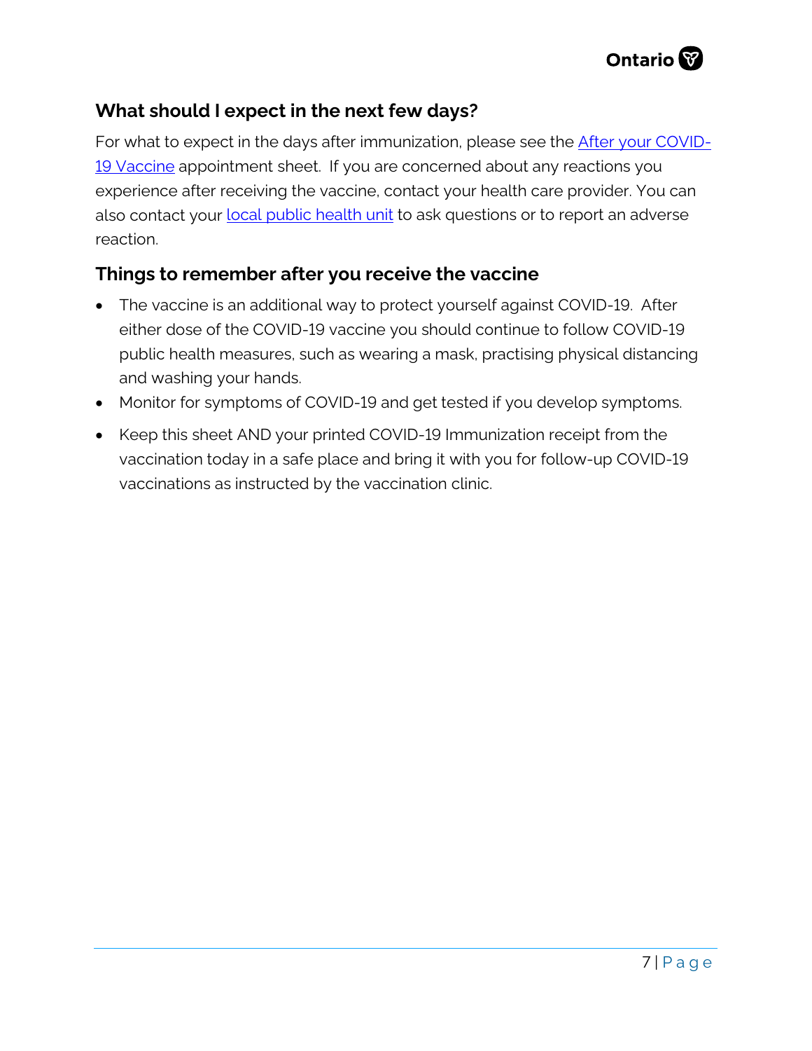## What should I expect in the next few days?

For what to expect in the days after immunization, please see the [After your COVID-19 Vaccine] appointment sheet. If you are concerned about any reactions you experience after receiving the vaccine, contact your health care provider. You can also contact your [local public health unit] to ask questions or to report an adverse reaction.

## Things to remember after you receive the vaccine

- The vaccine is an additional way to protect yourself against COVID-19. After either dose of the COVID-19 vaccine you should continue to follow COVID-19 public health measures, such as wearing a mask, practising physical distancing and washing your hands.
- Monitor for symptoms of COVID-19 and get tested if you develop symptoms.
- Keep this sheet AND your printed COVID-19 Immunization receipt from the vaccination today in a safe place and bring it with you for follow-up COVID-19 vaccinations as instructed by the vaccination clinic.